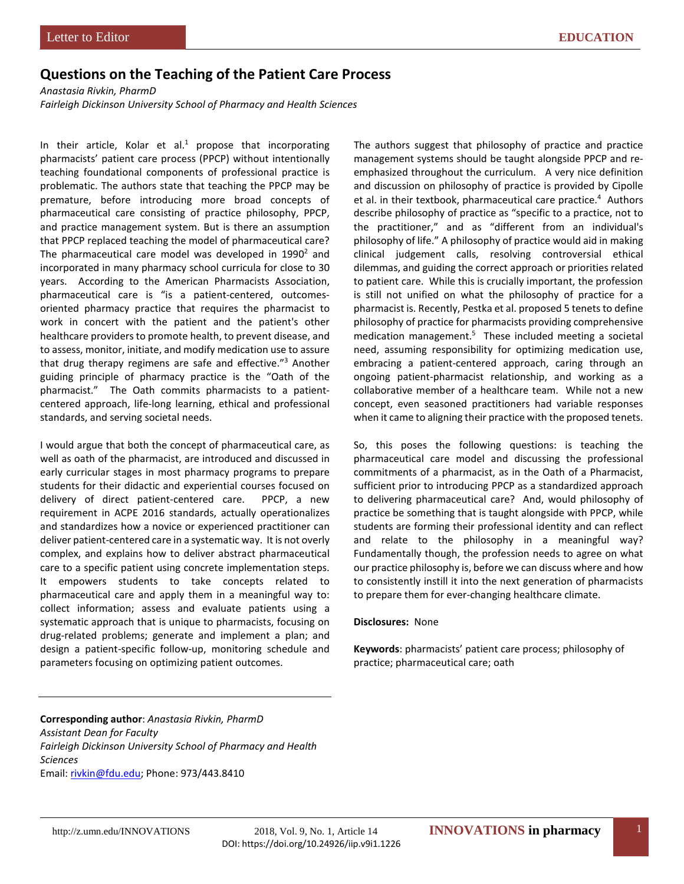Letter to Editor

EDUCATION

# Questions on the Teaching of the Patient Care Process

*Anastasia Rivkin, PharmD*
*Fairleigh Dickinson University School of Pharmacy and Health Sciences*

In their article, Kolar et al.[1] propose that incorporating pharmacists' patient care process (PPCP) without intentionally teaching foundational components of professional practice is problematic. The authors state that teaching the PPCP may be premature, before introducing more broad concepts of pharmaceutical care consisting of practice philosophy, PPCP, and practice management system. But is there an assumption that PPCP replaced teaching the model of pharmaceutical care? The pharmaceutical care model was developed in 1990[2] and incorporated in many pharmacy school curricula for close to 30 years. According to the American Pharmacists Association, pharmaceutical care is "is a patient-centered, outcomes-oriented pharmacy practice that requires the pharmacist to work in concert with the patient and the patient's other healthcare providers to promote health, to prevent disease, and to assess, monitor, initiate, and modify medication use to assure that drug therapy regimens are safe and effective."[3] Another guiding principle of pharmacy practice is the "Oath of the pharmacist." The Oath commits pharmacists to a patient-centered approach, life-long learning, ethical and professional standards, and serving societal needs.

I would argue that both the concept of pharmaceutical care, as well as oath of the pharmacist, are introduced and discussed in early curricular stages in most pharmacy programs to prepare students for their didactic and experiential courses focused on delivery of direct patient-centered care. PPCP, a new requirement in ACPE 2016 standards, actually operationalizes and standardizes how a novice or experienced practitioner can deliver patient-centered care in a systematic way. It is not overly complex, and explains how to deliver abstract pharmaceutical care to a specific patient using concrete implementation steps. It empowers students to take concepts related to pharmaceutical care and apply them in a meaningful way to: collect information; assess and evaluate patients using a systematic approach that is unique to pharmacists, focusing on drug-related problems; generate and implement a plan; and design a patient-specific follow-up, monitoring schedule and parameters focusing on optimizing patient outcomes.

The authors suggest that philosophy of practice and practice management systems should be taught alongside PPCP and re-emphasized throughout the curriculum. A very nice definition and discussion on philosophy of practice is provided by Cipolle et al. in their textbook, pharmaceutical care practice.[4] Authors describe philosophy of practice as "specific to a practice, not to the practitioner," and as "different from an individual's philosophy of life." A philosophy of practice would aid in making clinical judgement calls, resolving controversial ethical dilemmas, and guiding the correct approach or priorities related to patient care. While this is crucially important, the profession is still not unified on what the philosophy of practice for a pharmacist is. Recently, Pestka et al. proposed 5 tenets to define philosophy of practice for pharmacists providing comprehensive medication management.[5] These included meeting a societal need, assuming responsibility for optimizing medication use, embracing a patient-centered approach, caring through an ongoing patient-pharmacist relationship, and working as a collaborative member of a healthcare team. While not a new concept, even seasoned practitioners had variable responses when it came to aligning their practice with the proposed tenets.

So, this poses the following questions: is teaching the pharmaceutical care model and discussing the professional commitments of a pharmacist, as in the Oath of a Pharmacist, sufficient prior to introducing PPCP as a standardized approach to delivering pharmaceutical care? And, would philosophy of practice be something that is taught alongside with PPCP, while students are forming their professional identity and can reflect and relate to the philosophy in a meaningful way? Fundamentally though, the profession needs to agree on what our practice philosophy is, before we can discuss where and how to consistently instill it into the next generation of pharmacists to prepare them for ever-changing healthcare climate.

**Disclosures:** None

**Keywords**: pharmacists' patient care process; philosophy of practice; pharmaceutical care; oath

---

**Corresponding author**: *Anastasia Rivkin, PharmD*
*Assistant Dean for Faculty*
*Fairleigh Dickinson University School of Pharmacy and Health Sciences*
Email: rivkin@fdu.edu; Phone: 973/443.8410

DOI: https://doi.org/10.24926/iip.v9i1.1226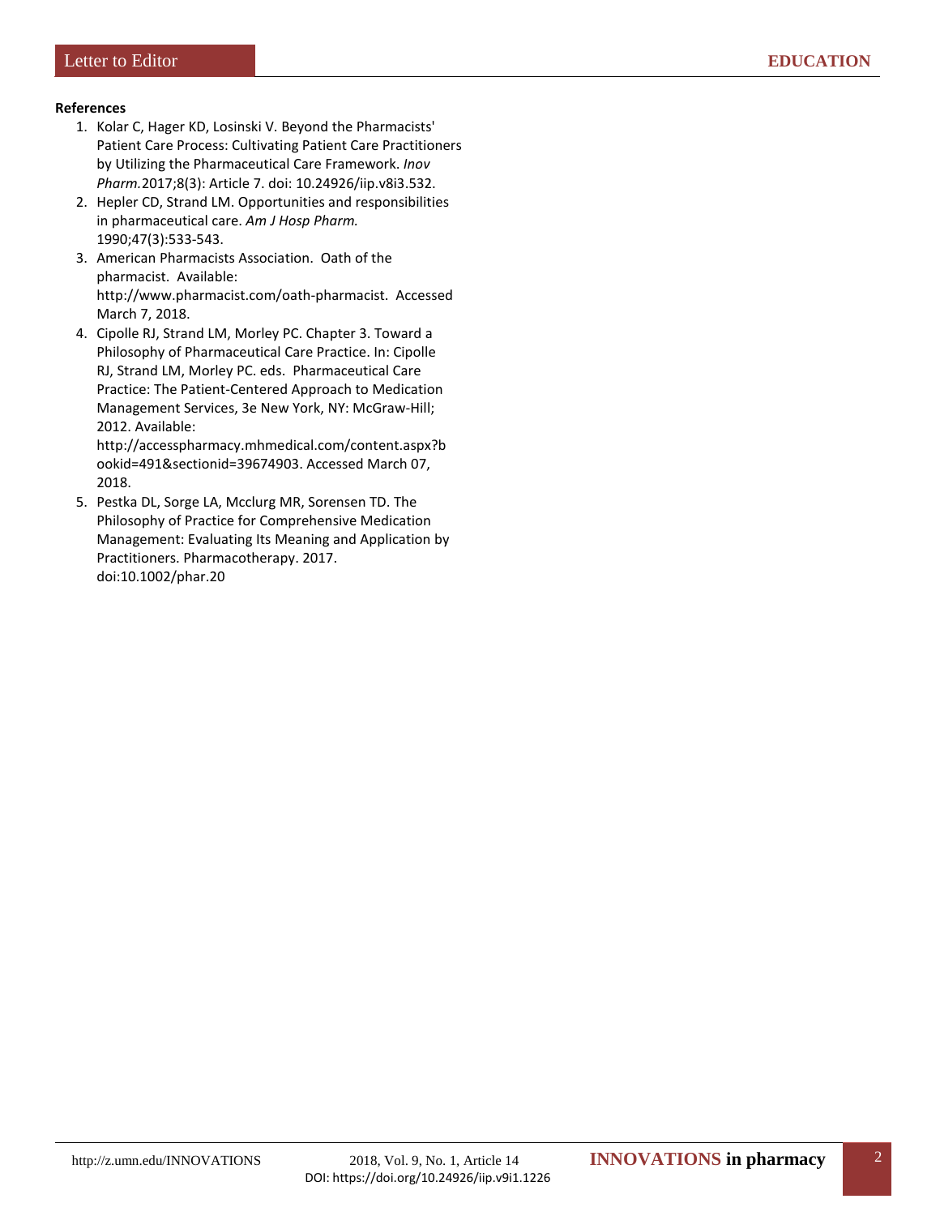**References**

1. Kolar C, Hager KD, Losinski V. Beyond the Pharmacists' Patient Care Process: Cultivating Patient Care Practitioners by Utilizing the Pharmaceutical Care Framework. *Inov Pharm.*2017;8(3): Article 7. doi: 10.24926/iip.v8i3.532.
2. Hepler CD, Strand LM. Opportunities and responsibilities in pharmaceutical care. *Am J Hosp Pharm.* 1990;47(3):533-543.
3. American Pharmacists Association. Oath of the pharmacist. Available: http://www.pharmacist.com/oath-pharmacist. Accessed March 7, 2018.
4. Cipolle RJ, Strand LM, Morley PC. Chapter 3. Toward a Philosophy of Pharmaceutical Care Practice. In: Cipolle RJ, Strand LM, Morley PC. eds. Pharmaceutical Care Practice: The Patient-Centered Approach to Medication Management Services, 3e New York, NY: McGraw-Hill; 2012. Available: http://accesspharmacy.mhmedical.com/content.aspx?bookid=491&sectionid=39674903. Accessed March 07, 2018.
5. Pestka DL, Sorge LA, Mcclurg MR, Sorensen TD. The Philosophy of Practice for Comprehensive Medication Management: Evaluating Its Meaning and Application by Practitioners. Pharmacotherapy. 2017. doi:10.1002/phar.20